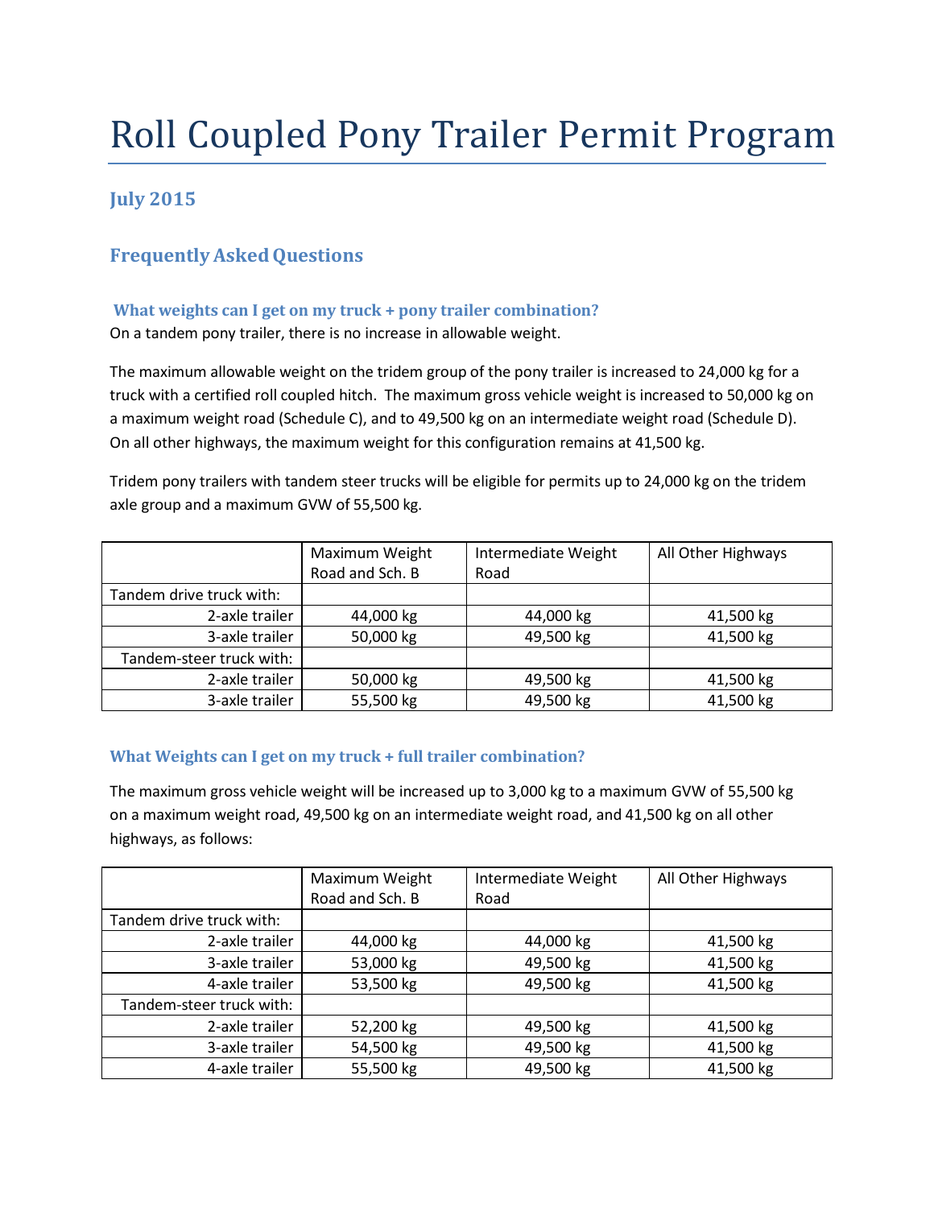# Roll Coupled Pony Trailer Permit Program

## July 2015

## Frequently Asked Questions

### What weights can I get on my truck + pony trailer combination?

On a tandem pony trailer, there is no increase in allowable weight.

The maximum allowable weight on the tridem group of the pony trailer is increased to 24,000 kg for a truck with a certified roll coupled hitch. The maximum gross vehicle weight is increased to 50,000 kg on a maximum weight road (Schedule C), and to 49,500 kg on an intermediate weight road (Schedule D). On all other highways, the maximum weight for this configuration remains at 41,500 kg.

Tridem pony trailers with tandem steer trucks will be eligible for permits up to 24,000 kg on the tridem axle group and a maximum GVW of 55,500 kg.

| | Maximum Weight Road and Sch. B | Intermediate Weight Road | All Other Highways |
|---|---|---|---|
| Tandem drive truck with: | | | |
| 2-axle trailer | 44,000 kg | 44,000 kg | 41,500 kg |
| 3-axle trailer | 50,000 kg | 49,500 kg | 41,500 kg |
| Tandem-steer truck with: | | | |
| 2-axle trailer | 50,000 kg | 49,500 kg | 41,500 kg |
| 3-axle trailer | 55,500 kg | 49,500 kg | 41,500 kg |

### What Weights can I get on my truck + full trailer combination?

The maximum gross vehicle weight will be increased up to 3,000 kg to a maximum GVW of 55,500 kg on a maximum weight road, 49,500 kg on an intermediate weight road, and 41,500 kg on all other highways, as follows:

| | Maximum Weight Road and Sch. B | Intermediate Weight Road | All Other Highways |
|---|---|---|---|
| Tandem drive truck with: | | | |
| 2-axle trailer | 44,000 kg | 44,000 kg | 41,500 kg |
| 3-axle trailer | 53,000 kg | 49,500 kg | 41,500 kg |
| 4-axle trailer | 53,500 kg | 49,500 kg | 41,500 kg |
| Tandem-steer truck with: | | | |
| 2-axle trailer | 52,200 kg | 49,500 kg | 41,500 kg |
| 3-axle trailer | 54,500 kg | 49,500 kg | 41,500 kg |
| 4-axle trailer | 55,500 kg | 49,500 kg | 41,500 kg |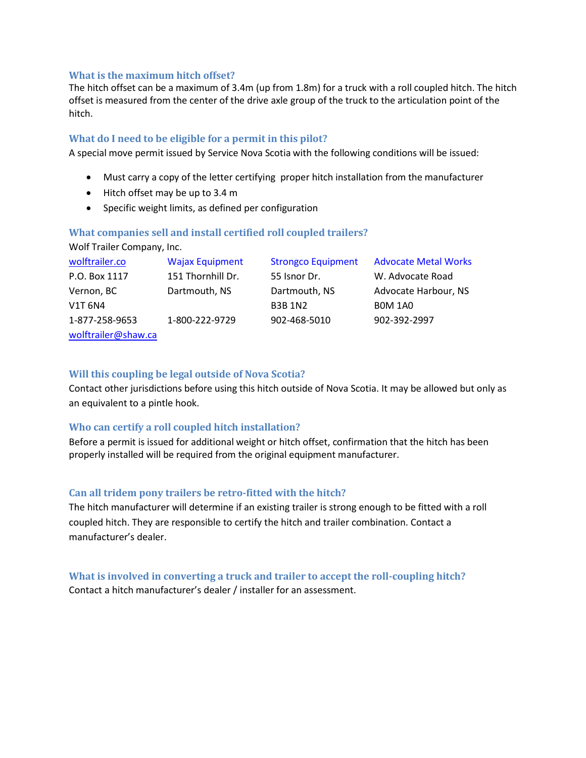### What is the maximum hitch offset?

The hitch offset can be a maximum of 3.4m (up from 1.8m) for a truck with a roll coupled hitch. The hitch offset is measured from the center of the drive axle group of the truck to the articulation point of the hitch.

### What do I need to be eligible for a permit in this pilot?

A special move permit issued by Service Nova Scotia with the following conditions will be issued:

- Must carry a copy of the letter certifying proper hitch installation from the manufacturer
- Hitch offset may be up to 3.4 m
- Specific weight limits, as defined per configuration

### What companies sell and install certified roll coupled trailers?

Wolf Trailer Company, Inc.

| wolftrailer.co | Wajax Equipment | Strongco Equipment | Advocate Metal Works |
|---|---|---|---|
| P.O. Box 1117 | 151 Thornhill Dr. | 55 Isnor Dr. | W. Advocate Road |
| Vernon, BC | Dartmouth, NS | Dartmouth, NS | Advocate Harbour, NS |
| V1T 6N4 | | B3B 1N2 | B0M 1A0 |
| 1-877-258-9653 | 1-800-222-9729 | 902-468-5010 | 902-392-2997 |
| wolftrailer@shaw.ca | | | |

### Will this coupling be legal outside of Nova Scotia?

Contact other jurisdictions before using this hitch outside of Nova Scotia. It may be allowed but only as an equivalent to a pintle hook.

### Who can certify a roll coupled hitch installation?

Before a permit is issued for additional weight or hitch offset, confirmation that the hitch has been properly installed will be required from the original equipment manufacturer.

### Can all tridem pony trailers be retro-fitted with the hitch?

The hitch manufacturer will determine if an existing trailer is strong enough to be fitted with a roll coupled hitch. They are responsible to certify the hitch and trailer combination. Contact a manufacturer's dealer.

### What is involved in converting a truck and trailer to accept the roll-coupling hitch?

Contact a hitch manufacturer's dealer / installer for an assessment.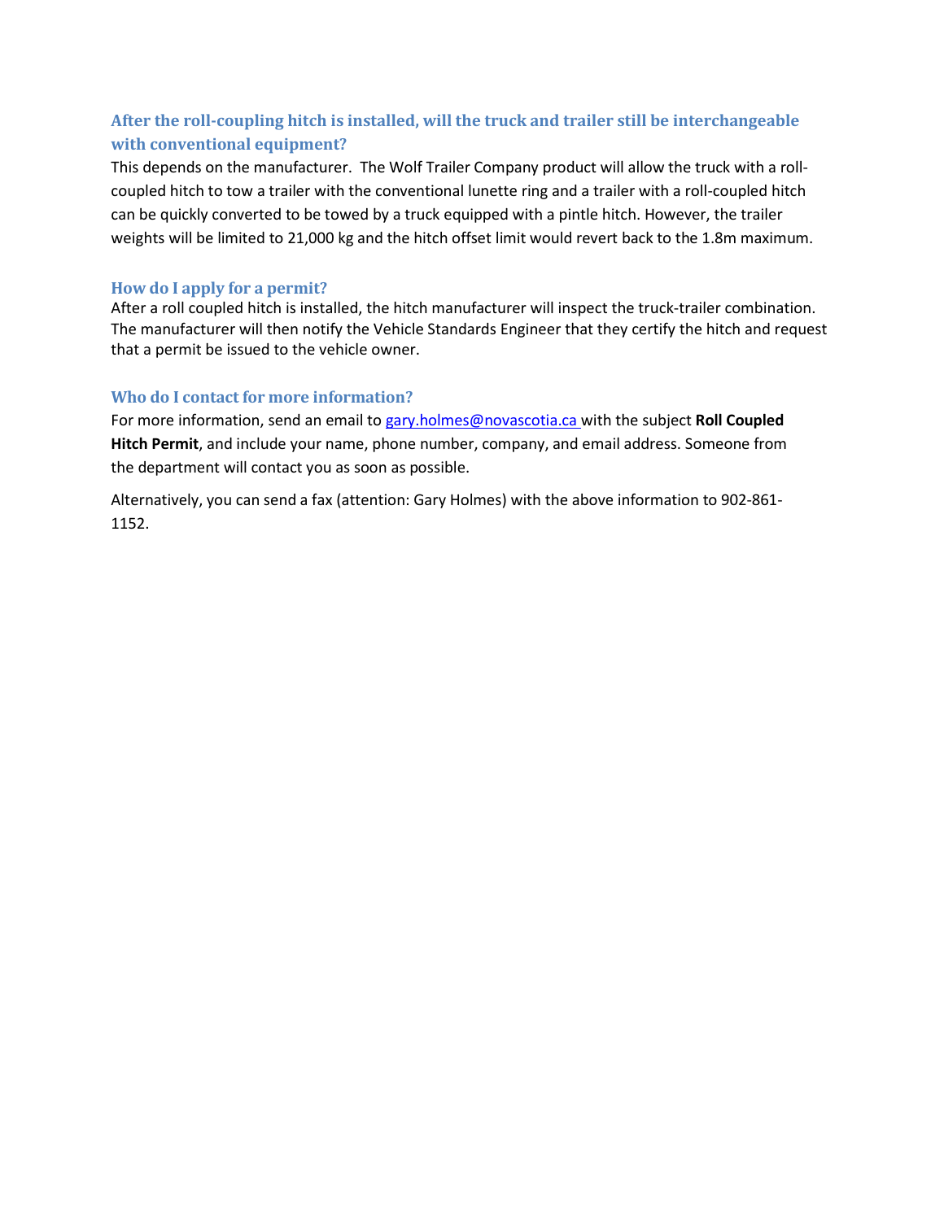### After the roll-coupling hitch is installed, will the truck and trailer still be interchangeable with conventional equipment?

This depends on the manufacturer. The Wolf Trailer Company product will allow the truck with a roll-coupled hitch to tow a trailer with the conventional lunette ring and a trailer with a roll-coupled hitch can be quickly converted to be towed by a truck equipped with a pintle hitch. However, the trailer weights will be limited to 21,000 kg and the hitch offset limit would revert back to the 1.8m maximum.

### How do I apply for a permit?

After a roll coupled hitch is installed, the hitch manufacturer will inspect the truck-trailer combination. The manufacturer will then notify the Vehicle Standards Engineer that they certify the hitch and request that a permit be issued to the vehicle owner.

### Who do I contact for more information?

For more information, send an email to gary.holmes@novascotia.ca with the subject **Roll Coupled Hitch Permit**, and include your name, phone number, company, and email address. Someone from the department will contact you as soon as possible.

Alternatively, you can send a fax (attention: Gary Holmes) with the above information to 902-861-1152.